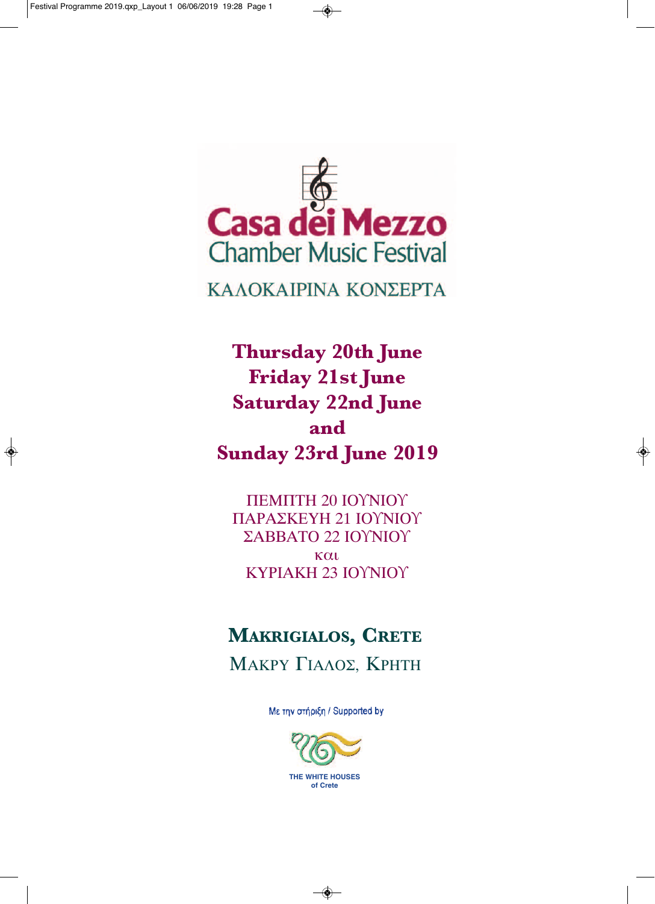# Casa dei Mezzo
## Chamber Music Festival

ΚΑΛΟΚΑΙΡΙΝΑ ΚΟΝΣΕΡΤΑ

**Thursday 20th June**
**Friday 21st June**
**Saturday 22nd June**
**and**
**Sunday 23rd June 2019**

ΠΕΜΠΤΗ 20 ΙΟΥΝΙΟΥ
ΠΑΡΑΣΚΕΥΗ 21 ΙΟΥΝΙΟΥ
ΣΑΒΒΑΤΟ 22 ΙΟΥΝΙΟΥ
και
ΚΥΡΙΑΚΗ 23 ΙΟΥΝΙΟΥ

## Makrigialos, Crete

ΜΑΚΡΥ ΓΙΑΛΟΣ, ΚΡΗΤΗ

Με την στήριξη / Supported by

THE WHITE HOUSES of Crete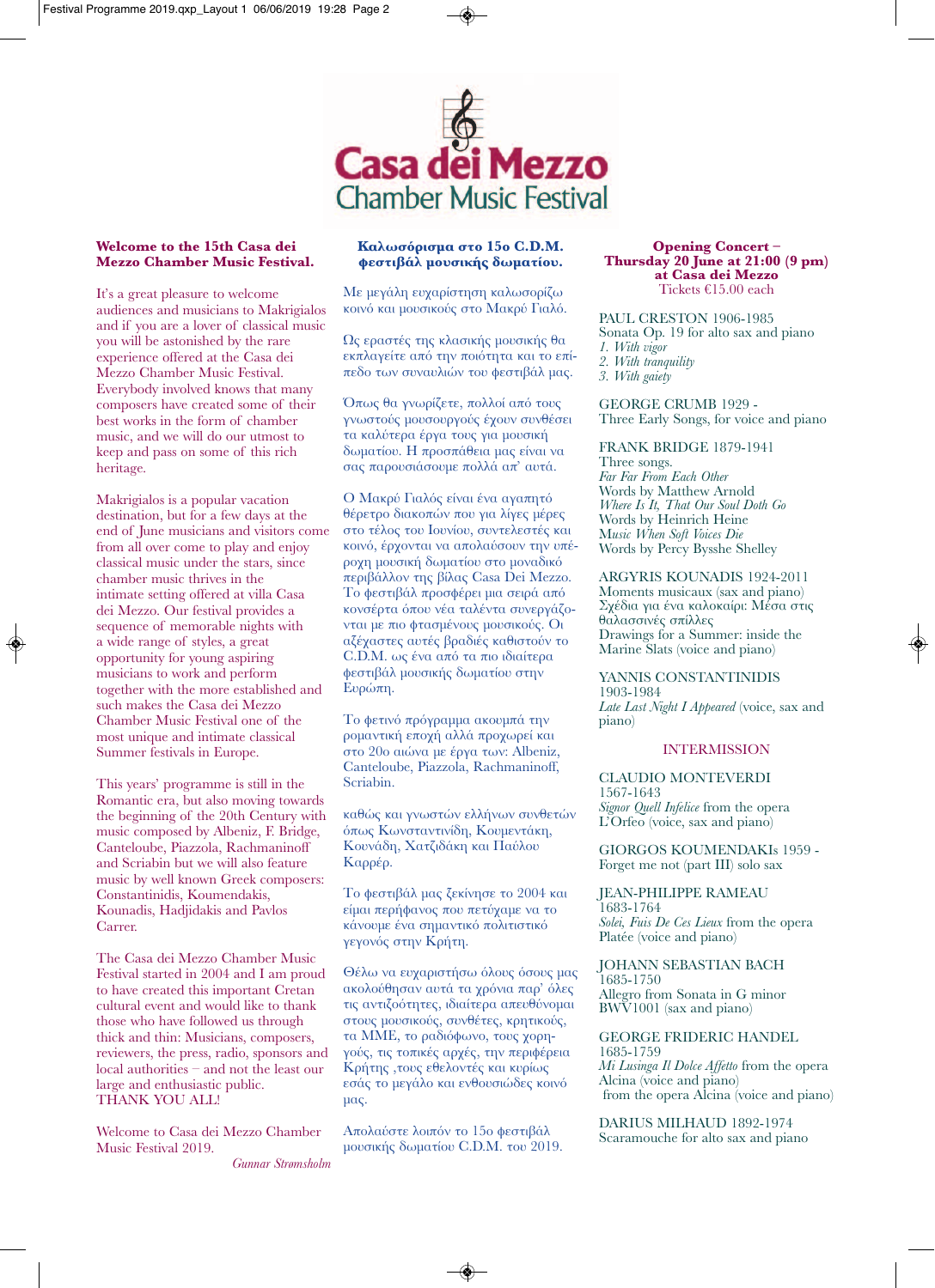# Casa dei Mezzo
## Chamber Music Festival

**Welcome to the 15th Casa dei Mezzo Chamber Music Festival.**

It's a great pleasure to welcome audiences and musicians to Makrigialos and if you are a lover of classical music you will be astonished by the rare experience offered at the Casa dei Mezzo Chamber Music Festival. Everybody involved knows that many composers have created some of their best works in the form of chamber music, and we will do our utmost to keep and pass on some of this rich heritage.

Makrigialos is a popular vacation destination, but for a few days at the end of June musicians and visitors come from all over come to play and enjoy classical music under the stars, since chamber music thrives in the intimate setting offered at villa Casa dei Mezzo. Our festival provides a sequence of memorable nights with a wide range of styles, a great opportunity for young aspiring musicians to work and perform together with the more established and such makes the Casa dei Mezzo Chamber Music Festival one of the most unique and intimate classical Summer festivals in Europe.

This years' programme is still in the Romantic era, but also moving towards the beginning of the 20th Century with music composed by Albeniz, F. Bridge, Canteloube, Piazzola, Rachmaninoff and Scriabin but we will also feature music by well known Greek composers: Constantinidis, Koumendakis, Kounadis, Hadjidakis and Pavlos Carrer.

The Casa dei Mezzo Chamber Music Festival started in 2004 and I am proud to have created this important Cretan cultural event and would like to thank those who have followed us through thick and thin: Musicians, composers, reviewers, the press, radio, sponsors and local authorities – and not the least our large and enthusiastic public.
THANK YOU ALL!

Welcome to Casa dei Mezzo Chamber Music Festival 2019.

*Gunnar Strømsholm*

**Καλωσόρισμα στο 15ο C.D.M. φεστιβάλ μουσικής δωματίου.**

Με μεγάλη ευχαρίστηση καλωσορίζω κοινό και μουσικούς στο Μακρύ Γιαλό.

Ως εραστές της κλασικής μουσικής θα εκπλαγείτε από την ποιότητα και το επίπεδο των συναυλιών του φεστιβάλ μας.

Όπως θα γνωρίζετε, πολλοί από τους γνωστούς μουσουργούς έχουν συνθέσει τα καλύτερα έργα τους για μουσική δωματίου. Η προσπάθεια μας είναι να σας παρουσιάσουμε πολλά απ' αυτά.

Ο Μακρύ Γιαλός είναι ένα αγαπητό θέρετρο διακοπών που για λίγες μέρες στο τέλος του Ιουνίου, συντελεστές και κοινό, έρχονται να απολαύσουν την υπέροχη μουσική δωματίου στο μοναδικό περιβάλλον της βίλας Casa Dei Mezzo. Το φεστιβάλ προσφέρει μια σειρά από κονσέρτα όπου νέα ταλέντα συνεργάζονται με πιο φτασμένους μουσικούς. Οι αξέχαστες αυτές βραδιές καθιστούν το C.D.M. ως ένα από τα πιο ιδιαίτερα φεστιβάλ μουσικής δωματίου στην Ευρώπη.

Το φετινό πρόγραμμα ακουμπά την ρομαντική εποχή αλλά προχωρεί και στο 20ο αιώνα με έργα των: Albeniz, Canteloube, Piazzola, Rachmaninoff, Scriabin.

καθώς και γνωστών ελλήνων συνθετών όπως Κωνσταντινίδη, Κουμεντάκη, Κουνάδη, Χατζιδάκη και Παύλου Καρρέρ.

Το φεστιβάλ μας ξεκίνησε το 2004 και είμαι περήφανος που πετύχαμε να το κάνουμε ένα σημαντικό πολιτιστικό γεγονός στην Κρήτη.

Θέλω να ευχαριστήσω όλους όσους μας ακολούθησαν αυτά τα χρόνια παρ' όλες τις αντιζοότητες, ιδιαίτερα απευθύνομαι στους μουσικούς, συνθέτες, κρητικούς, τα ΜΜΕ, το ραδιόφωνο, τους χορηγούς, τις τοπικές αρχές, την περιφέρεια Κρήτης ,τους εθελοντές και κυρίως εσάς το μεγάλο και ενθουσιώδες κοινό μας.

Απολαύστε λοιπόν το 15ο φεστιβάλ μουσικής δωματίου C.D.M. του 2019.

**Opening Concert – Thursday 20 June at 21:00 (9 pm) at Casa dei Mezzo**
Tickets €15.00 each

PAUL CRESTON 1906-1985
Sonata Op. 19 for alto sax and piano
*1. With vigor*
*2. With tranquility*
*3. With gaiety*

GEORGE CRUMB 1929 -
Three Early Songs, for voice and piano

FRANK BRIDGE 1879-1941
Three songs.
*Far Far From Each Other*
Words by Matthew Arnold
*Where Is It, That Our Soul Doth Go*
Words by Heinrich Heine
*Music When Soft Voices Die*
Words by Percy Bysshe Shelley

ARGYRIS KOUNADIS 1924-2011
Moments musicaux (sax and piano)
Σχέδια για ένα καλοκαίρι: Μέσα στις θαλασσινές σπίλλες
Drawings for a Summer: inside the Marine Slats (voice and piano)

YANNIS CONSTANTINIDIS 1903-1984
*Late Last Night I Appeared* (voice, sax and piano)

INTERMISSION

CLAUDIO MONTEVERDI 1567-1643
*Signor Quell Infelice* from the opera L'Orfeo (voice, sax and piano)

GIORGOS KOUMENDAKIs 1959 -
Forget me not (part III) solo sax

JEAN-PHILIPPE RAMEAU 1683-1764
*Solei, Fuis De Ces Lieux* from the opera Platée (voice and piano)

JOHANN SEBASTIAN BACH 1685-1750
Allegro from Sonata in G minor BWV1001 (sax and piano)

GEORGE FRIDERIC HANDEL 1685-1759
*Mi Lusinga Il Dolce Affetto* from the opera Alcina (voice and piano)
from the opera Alcina (voice and piano)

DARIUS MILHAUD 1892-1974
Scaramouche for alto sax and piano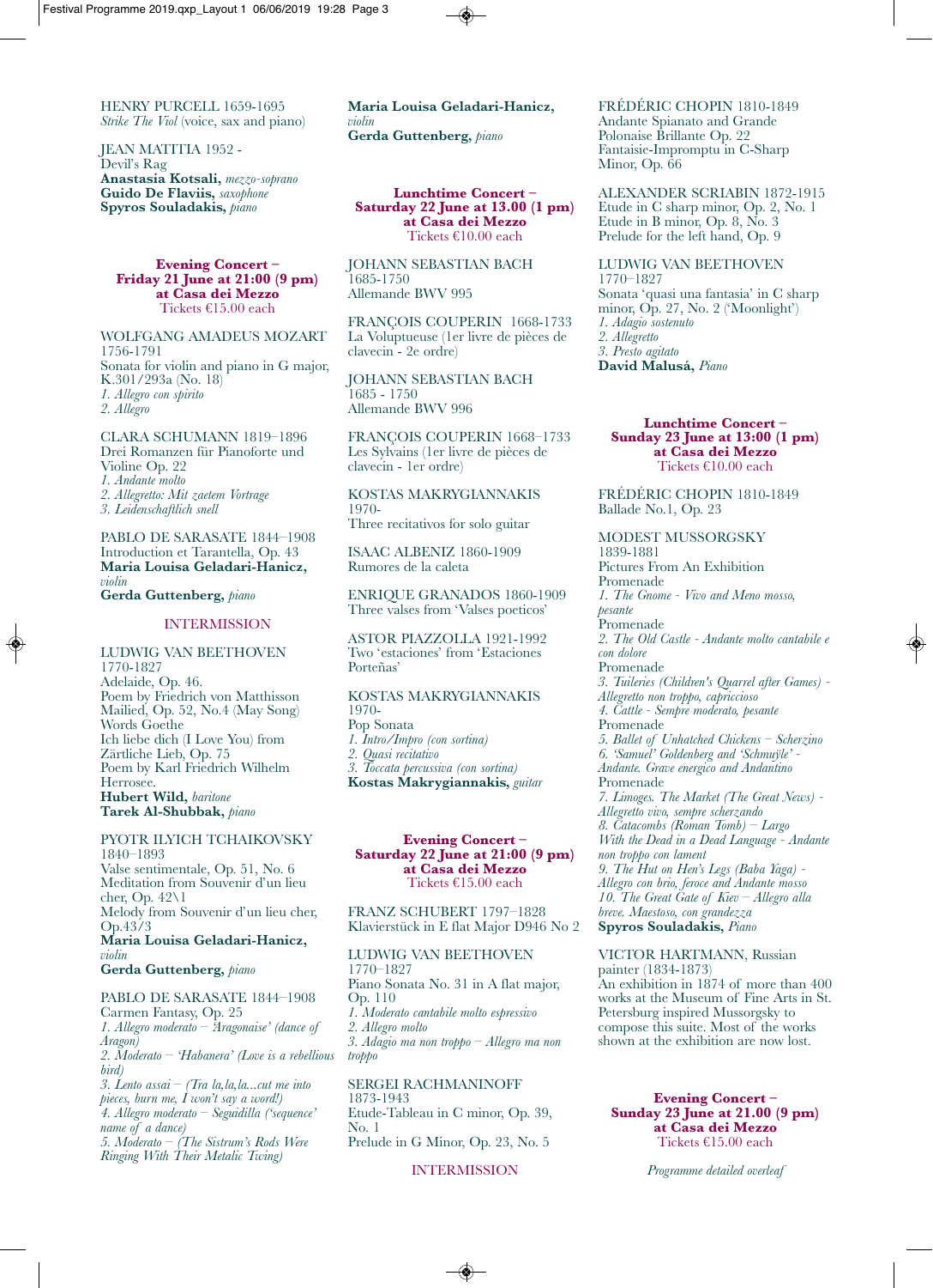HENRY PURCELL 1659-1695
*Strike The Viol* (voice, sax and piano)

JEAN MATITIA 1952 -
Devil's Rag
**Anastasia Kotsali,** *mezzo-soprano*
**Guido De Flaviis,** *saxophone*
**Spyros Souladakis,** *piano*

### Evening Concert – Friday 21 June at 21:00 (9 pm) at Casa dei Mezzo
Tickets €15.00 each

WOLFGANG AMADEUS MOZART
1756-1791
Sonata for violin and piano in G major, K.301/293a (No. 18)
*1. Allegro con spirito*
*2. Allegro*

CLARA SCHUMANN 1819–1896
Drei Romanzen für Pianoforte und Violine Op. 22
*1. Andante molto*
*2. Allegretto: Mit zaetem Vortrage*
*3. Leidenschaftlich snell*

PABLO DE SARASATE 1844–1908
Introduction et Tarantella, Op. 43
**Maria Louisa Geladari-Hanicz,** *violin*
**Gerda Guttenberg,** *piano*

INTERMISSION

LUDWIG VAN BEETHOVEN
1770-1827
Adelaide, Op. 46.
Poem by Friedrich von Matthisson
Mailied, Op. 52, No.4 (May Song)
Words Goethe
Ich liebe dich (I Love You) from Zärtliche Lieb, Op. 75
Poem by Karl Friedrich Wilhelm Herrosee.
**Hubert Wild,** *baritone*
**Tarek Al-Shubbak,** *piano*

PYOTR ILYICH TCHAIKOVSKY
1840–1893
Valse sentimentale, Op. 51, No. 6
Meditation from Souvenir d'un lieu cher, Op. 42\1
Melody from Souvenir d'un lieu cher, Op.43/3
**Maria Louisa Geladari-Hanicz,** *violin*
**Gerda Guttenberg,** *piano*

PABLO DE SARASATE 1844–1908
Carmen Fantasy, Op. 25
*1. Allegro moderato – 'Aragonaise' (dance of Aragon)*
*2. Moderato – 'Habanera' (Love is a rebellious bird)*
*3. Lento assai – (Tra la,la,la...cut me into pieces, burn me, I won't say a word!)*
*4. Allegro moderato – Seguidilla ('sequence' name of a dance)*
*5. Moderato – (The Sistrum's Rods Were Ringing With Their Metalic Twing)*

**Maria Louisa Geladari-Hanicz,** *violin*
**Gerda Guttenberg,** *piano*

### Lunchtime Concert – Saturday 22 June at 13.00 (1 pm) at Casa dei Mezzo
Tickets €10.00 each

JOHANN SEBASTIAN BACH
1685-1750
Allemande BWV 995

FRANÇOIS COUPERIN 1668-1733
La Voluptueuse (1er livre de pièces de clavecin - 2e ordre)

JOHANN SEBASTIAN BACH
1685 - 1750
Allemande BWV 996

FRANÇOIS COUPERIN 1668–1733
Les Sylvains (1er livre de pièces de clavecin - 1er ordre)

KOSTAS MAKRYGIANNAKIS
1970-
Three recitativos for solo guitar

ISAAC ALBENIZ 1860-1909
Rumores de la caleta

ENRIQUE GRANADOS 1860-1909
Three valses from 'Valses poeticos'

ASTOR PIAZZOLLA 1921-1992
Two 'estaciones' from 'Estaciones Porteñas'

KOSTAS MAKRYGIANNAKIS
1970-
Pop Sonata
*1. Intro/Impro (con sortina)*
*2. Quasi recitativo*
*3. Toccata percussiva (con sortina)*
**Kostas Makrygiannakis,** *guitar*

### Evening Concert – Saturday 22 June at 21:00 (9 pm) at Casa dei Mezzo
Tickets €15.00 each

FRANZ SCHUBERT 1797–1828
Klavierstück in E flat Major D946 No 2

LUDWIG VAN BEETHOVEN
1770–1827
Piano Sonata No. 31 in A flat major, Op. 110
*1. Moderato cantabile molto espressivo*
*2. Allegro molto*
*3. Adagio ma non troppo – Allegro ma non troppo*

SERGEI RACHMANINOFF
1873-1943
Etude-Tableau in C minor, Op. 39, No. 1
Prelude in G Minor, Op. 23, No. 5

INTERMISSION

FRÉDÉRIC CHOPIN 1810-1849
Andante Spianato and Grande Polonaise Brillante Op. 22
Fantaisie-Impromptu in C-Sharp Minor, Op. 66

ALEXANDER SCRIABIN 1872-1915
Etude in C sharp minor, Op. 2, No. 1
Etude in B minor, Op. 8, No. 3
Prelude for the left hand, Op. 9

LUDWIG VAN BEETHOVEN
1770–1827
Sonata 'quasi una fantasia' in C sharp minor, Op. 27, No. 2 ('Moonlight')
*1. Adagio sostenuto*
*2. Allegretto*
*3. Presto agitato*
**David Malusá,** *Piano*

### Lunchtime Concert – Sunday 23 June at 13:00 (1 pm) at Casa dei Mezzo
Tickets €10.00 each

FRÉDÉRIC CHOPIN 1810-1849
Ballade No.1, Op. 23

MODEST MUSSORGSKY
1839-1881
Pictures From An Exhibition
Promenade
*1. The Gnome - Vivo and Meno mosso, pesante*
Promenade
*2. The Old Castle - Andante molto cantabile e con dolore*
Promenade
*3. Tuileries (Children's Quarrel after Games) - Allegretto non troppo, capriccioso*
*4. Cattle - Sempre moderato, pesante*
Promenade
*5. Ballet of Unhatched Chickens – Scherzino*
*6. 'Samuel' Goldenberg and 'Schmuÿle' - Andante. Grave energico and Andantino*
Promenade
*7. Limoges. The Market (The Great News) - Allegretto vivo, sempre scherzando*
*8. Catacombs (Roman Tomb) – Largo With the Dead in a Dead Language - Andante non troppo con lament*
*9. The Hut on Hen's Legs (Baba Yaga) - Allegro con brio, feroce and Andante mosso*
*10. The Great Gate of Kiev – Allegro alla breve. Maestoso, con grandezza*
**Spyros Souladakis,** *Piano*

VICTOR HARTMANN, Russian painter (1834-1873)
An exhibition in 1874 of more than 400 works at the Museum of Fine Arts in St. Petersburg inspired Mussorgsky to compose this suite. Most of the works shown at the exhibition are now lost.

### Evening Concert – Sunday 23 June at 21.00 (9 pm) at Casa dei Mezzo
Tickets €15.00 each

*Programme detailed overleaf*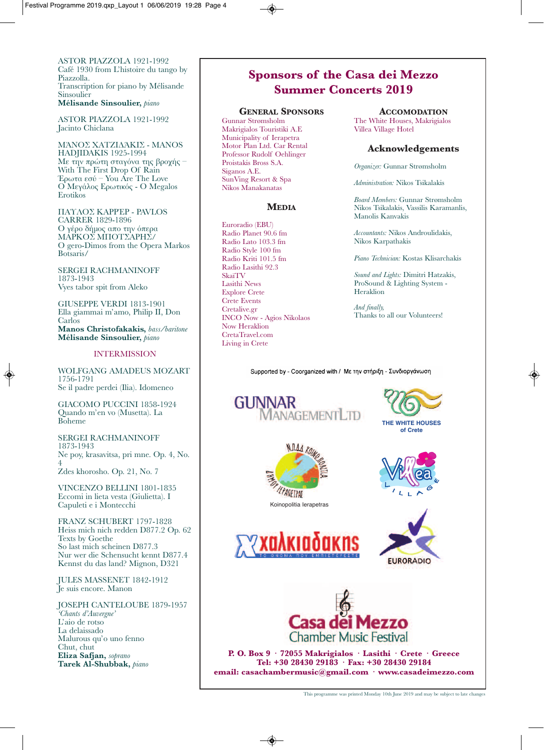ASTOR PIAZZOLA 1921-1992
Café 1930 from L'histoire du tango by Piazzolla.
Transcription for piano by Mélisande Sinsoulier
**Mélisande Sinsoulier,** *piano*

ASTOR PIAZZOLA 1921-1992
Jacinto Chiclana

ΜΑΝΟΣ ΧΑΤΖΙΔΑΚΙΣ - MANOS HADJIDAKIS 1925-1994
Με την πρώτη σταγόνα της βροχής – With The First Drop Of Rain
Έρωτα εσύ – You Are The Love
Ο Μεγάλος Ερωτικός - O Megalos Erotikos

ΠΑΥΛΟΣ ΚΑΡΡΕΡ - PAVLOS CARRER 1829-1896
Ο γέρο δήμος απο την όπερα ΜΑΡΚΟΣ ΜΠΟΤΣΑΡΗΣ/
O gero-Dimos from the Opera Markos Botsaris/

SERGEI RACHMANINOFF 1873-1943
Vyes tabor spit from Aleko

GIUSEPPE VERDI 1813-1901
Ella giammai m'amo, Philip II, Don Carlos
**Manos Christofakakis,** *bass/baritone*
**Mélisande Sinsoulier,** *piano*

INTERMISSION

WOLFGANG AMADEUS MOZART 1756-1791
Se il padre perdei (Ilia). Idomeneo

GIACOMO PUCCINI 1858-1924
Quando m'en vo (Musetta). La Boheme

SERGEI RACHMANINOFF 1873-1943
Ne poy, krasavitsa, pri mne. Op. 4, No. 4
Zdes khorosho. Op. 21, No. 7

VINCENZO BELLINI 1801-1835
Eccomi in lieta vesta (Giulietta). I Capuleti e i Montecchi

FRANZ SCHUBERT 1797-1828
Heiss mich nich redden D877.2 Op. 62
Texts by Goethe
So last mich scheinen D877.3
Nur wer die Schensucht kennt D877.4
Kennst du das land? Mignon, D321

JULES MASSENET 1842-1912
Je suis encore. Manon

JOSEPH CANTELOUBE 1879-1957
*'Chants d'Auvergne'*
L'aio de rotso
La delaissado
Malurous qu'o uno fenno
Chut, chut
**Eliza Safjan,** *soprano*
**Tarek Al-Shubbak,** *piano*

## Sponsors of the Casa dei Mezzo Summer Concerts 2019

### General Sponsors

Gunnar Strømsholm
Makrigialos Touristiki A.E
Municipality of Ierapetra
Motor Plan Ltd. Car Rental
Professor Rudolf Oehlinger
Proistakis Bross S.A.
Siganos A.E.
SunVing Resort & Spa
Nikos Manakanatas

### Media

Euroradio (EBU)
Radio Planet 90.6 fm
Radio Lato 103.3 fm
Radio Style 100 fm
Radio Kriti 101.5 fm
Radio Lasithi 92.3
SkaiTV
Lasithi News
Explore Crete
Crete Events
Cretalive.gr
INCO Now - Agios Nikolaos
Now Heraklion
CretaTravel.com
Living in Crete

### Accomodation

The White Houses, Makrigialos
Villea Village Hotel

### Acknowledgements

*Organizer:* Gunnar Strømsholm

*Administration:* Nikos Tsikalakis

*Board Members:* Gunnar Strømsholm
Nikos Tsikalakis, Vassilis Karamanlis, Manolis Kanvakis

*Accountants:* Nikos Androulidakis, Nikos Karpathakis

*Piano Technician:* Kostas Klisarchakis

*Sound and Lights:* Dimitri Hatzakis, ProSound & Lighting System - Heraklion

*And finally,*
Thanks to all our Volunteers!

Supported by - Coorganized with / Με την στήριξη - Συνδιοργάνωση

GUNNAR MANAGEMENT LTD

THE WHITE HOUSES of Crete

Koinopolitia Ierapetras

Villea Village

Χαλκιαδάκης

EURORADIO

Casa dei Mezzo Chamber Music Festival

**P. O. Box 9 · 72055 Makrigialos · Lasithi · Crete · Greece**
**Tel: +30 28430 29183 · Fax: +30 28430 29184**
**email: casachambermusic@gmail.com · www.casadeimezzo.com**

This programme was printed Monday 10th June 2019 and may be subject to late changes